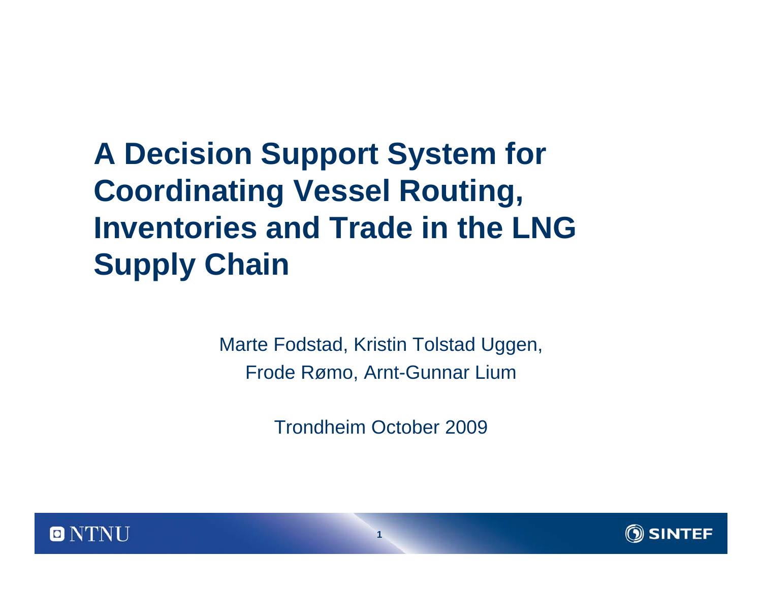# A Decision Support System for Coordinating Vessel Routing, Inventories and Trade in the LNG Supply Chain

Marte Fodstad, Kristin Tolstad Uggen,
Frode Rømo, Arnt-Gunnar Lium

Trondheim October 2009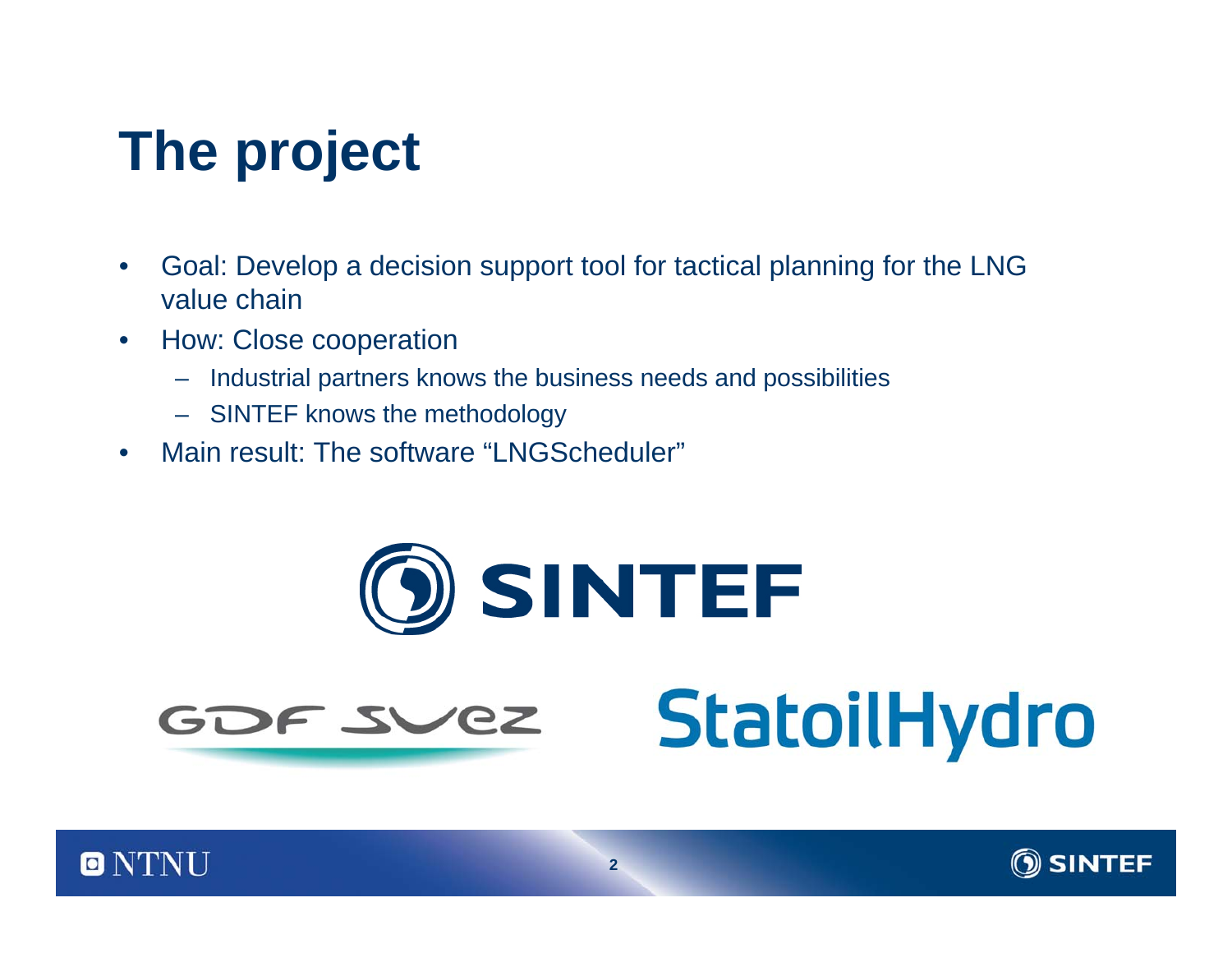# The project

- Goal: Develop a decision support tool for tactical planning for the LNG value chain
- How: Close cooperation
  - Industrial partners knows the business needs and possibilities
  - SINTEF knows the methodology
- Main result: The software “LNGScheduler”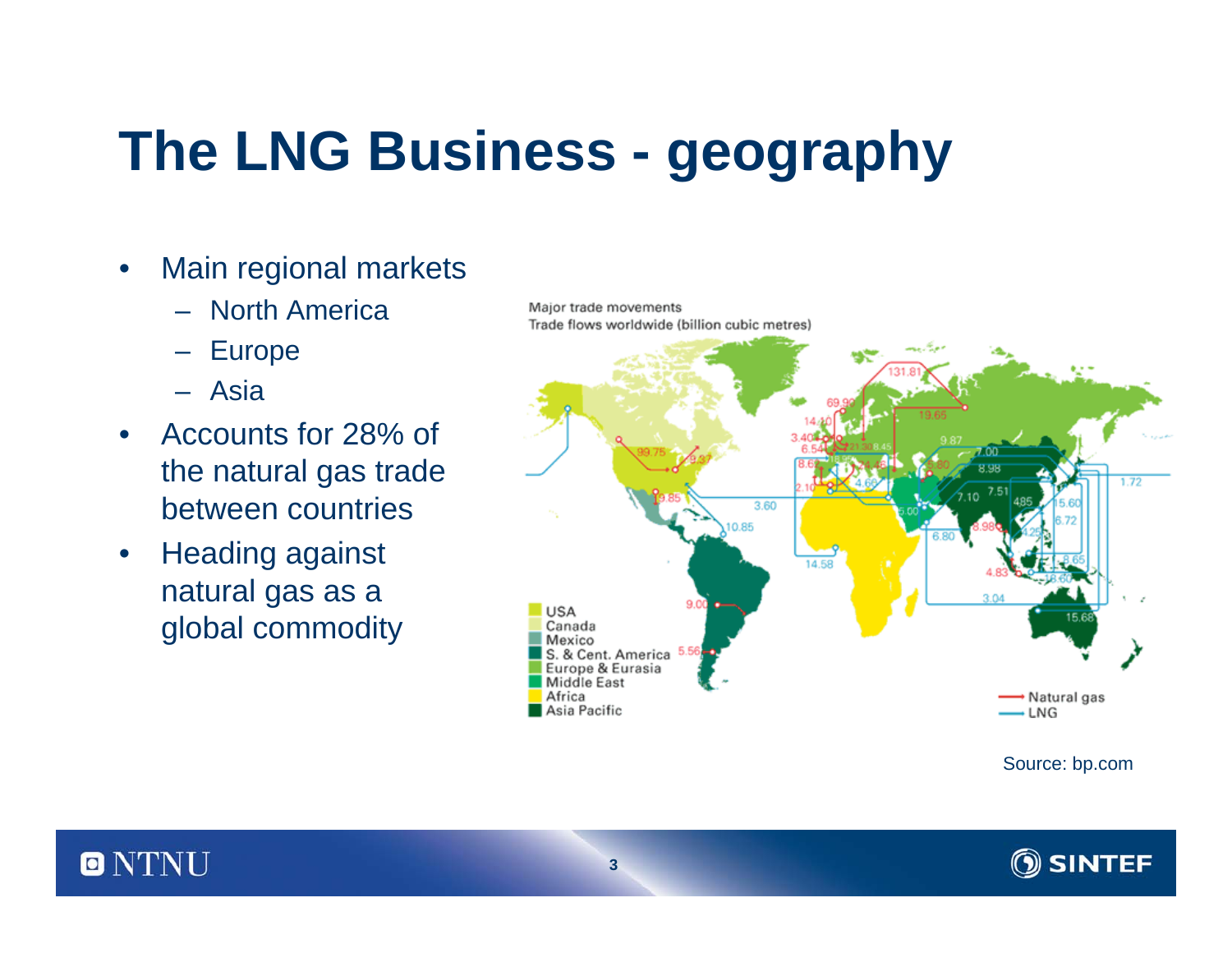# The LNG Business - geography

- Main regional markets
  - North America
  - Europe
  - Asia
- Accounts for 28% of the natural gas trade between countries
- Heading against natural gas as a global commodity

Major trade movements
Trade flows worldwide (billion cubic metres)

Source: bp.com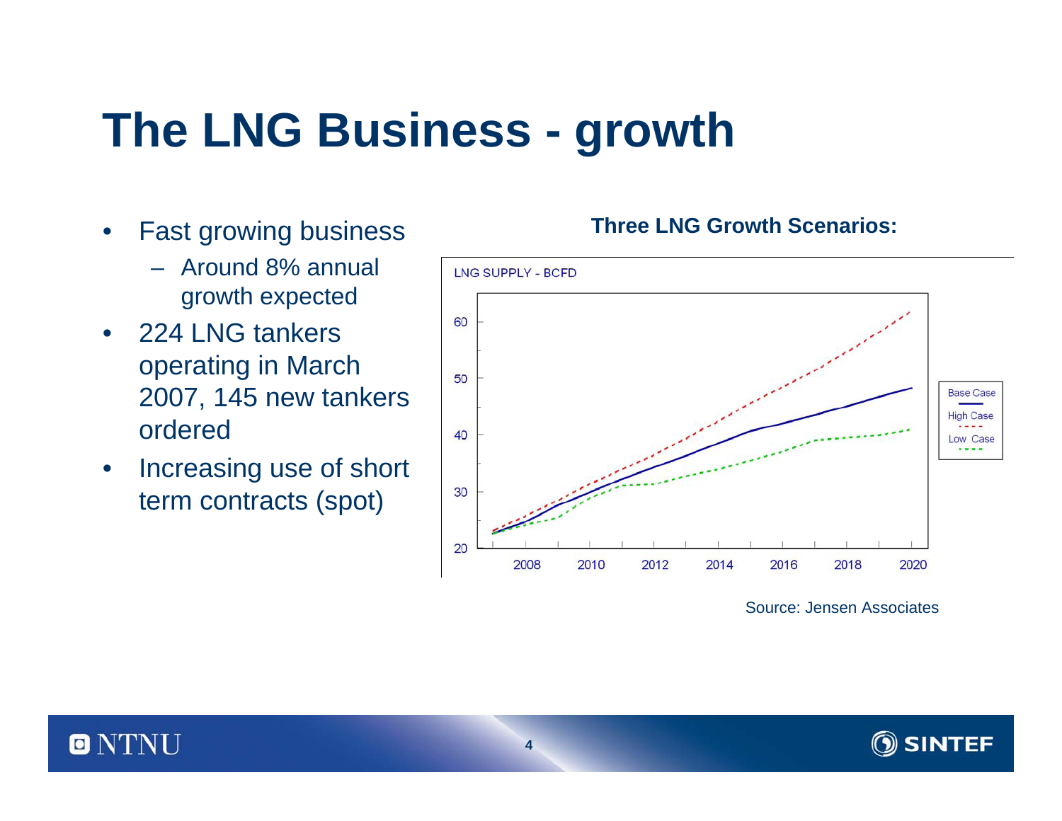# The LNG Business - growth

- Fast growing business
  - Around 8% annual growth expected
- 224 LNG tankers operating in March 2007, 145 new tankers ordered
- Increasing use of short term contracts (spot)

**Three LNG Growth Scenarios:**

Source: Jensen Associates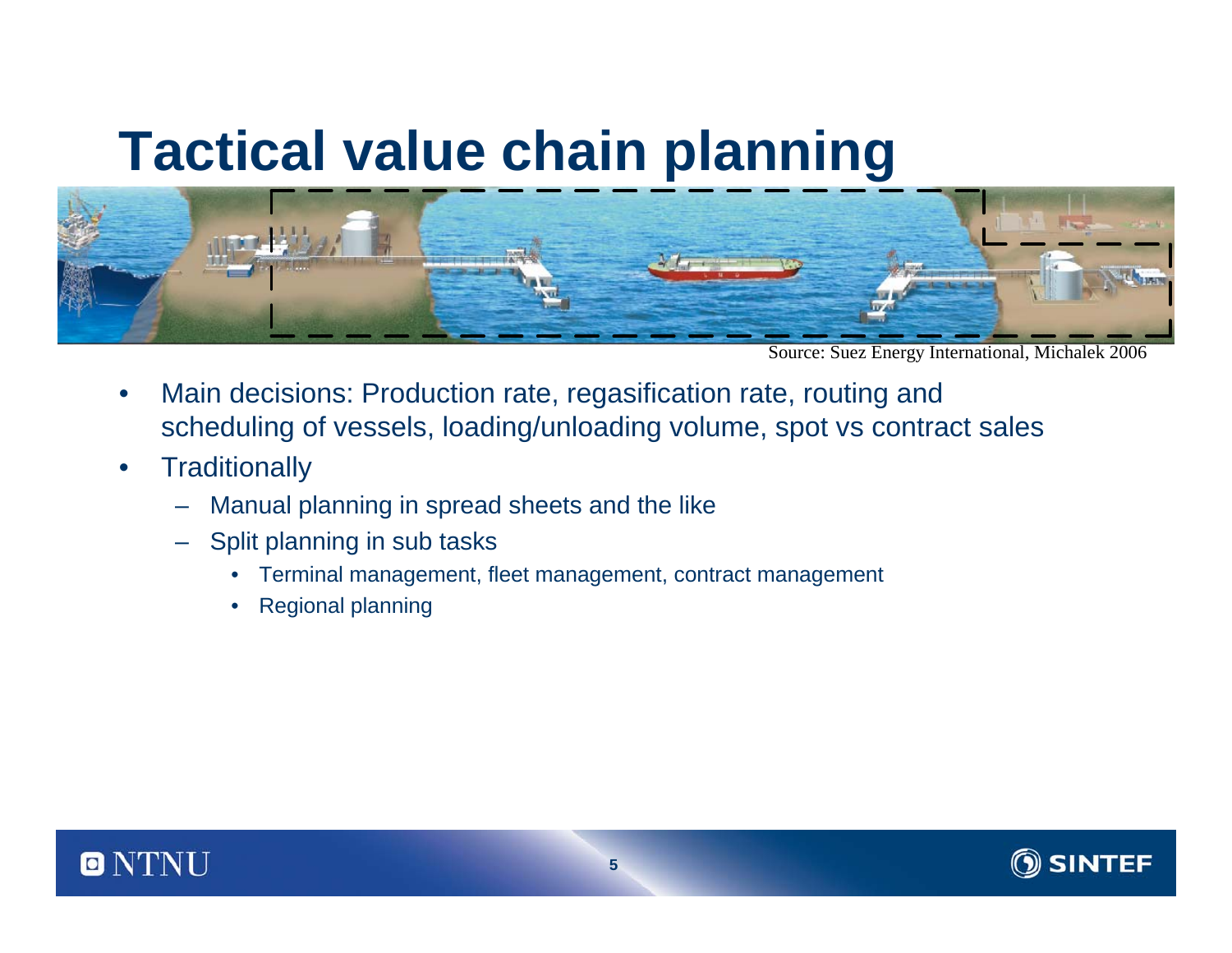# Tactical value chain planning

Source: Suez Energy International, Michalek 2006

- Main decisions: Production rate, regasification rate, routing and scheduling of vessels, loading/unloading volume, spot vs contract sales
- Traditionally
  - Manual planning in spread sheets and the like
  - Split planning in sub tasks
    - Terminal management, fleet management, contract management
    - Regional planning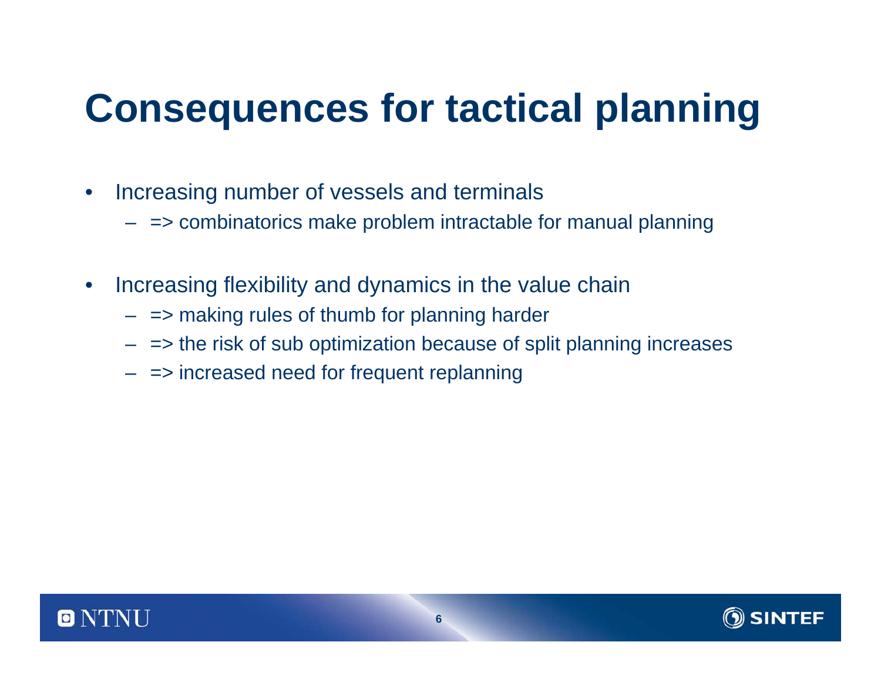# Consequences for tactical planning

- Increasing number of vessels and terminals
  - => combinatorics make problem intractable for manual planning
- Increasing flexibility and dynamics in the value chain
  - => making rules of thumb for planning harder
  - => the risk of sub optimization because of split planning increases
  - => increased need for frequent replanning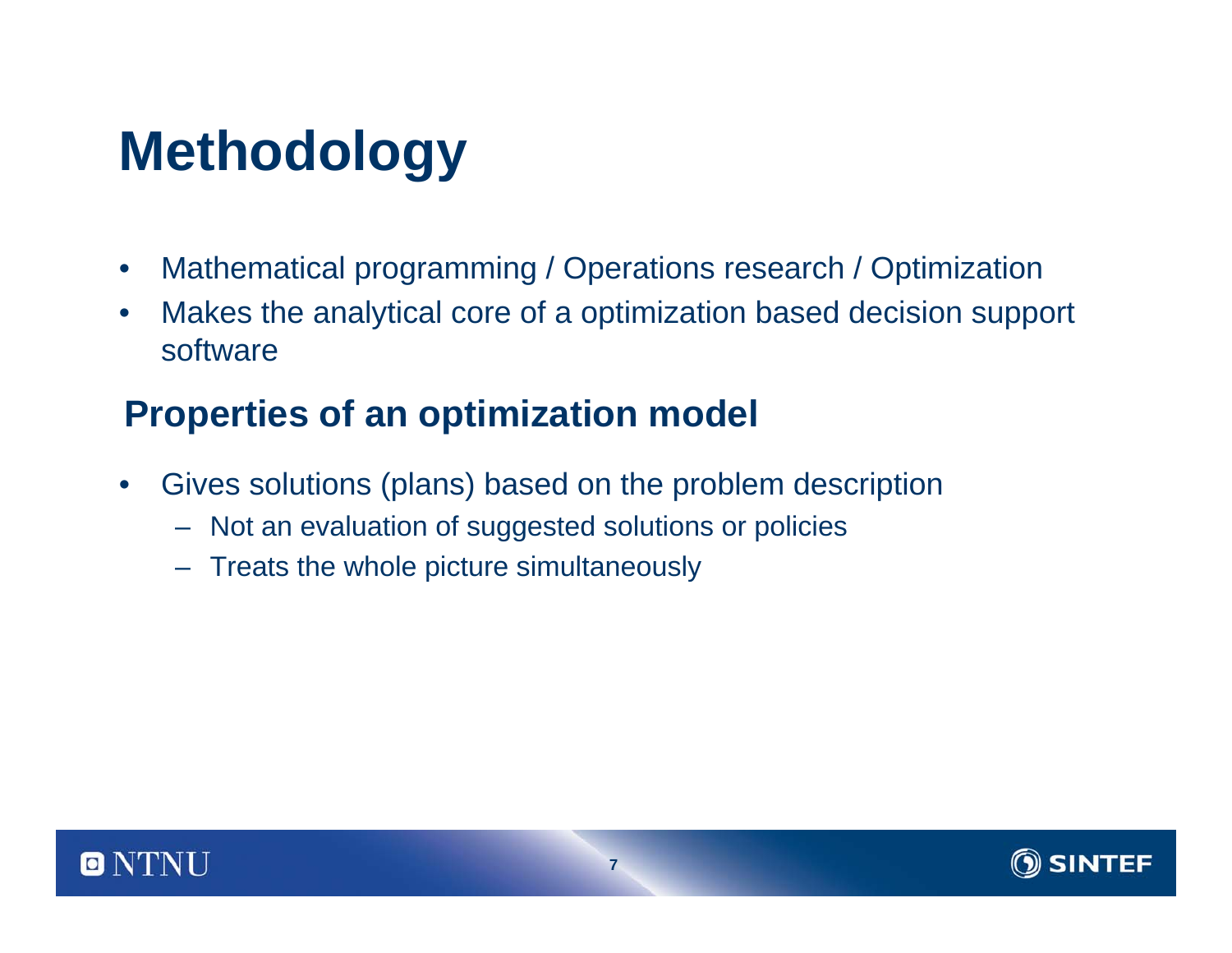# Methodology

- Mathematical programming / Operations research / Optimization
- Makes the analytical core of a optimization based decision support software

## Properties of an optimization model

- Gives solutions (plans) based on the problem description
  - Not an evaluation of suggested solutions or policies
  - Treats the whole picture simultaneously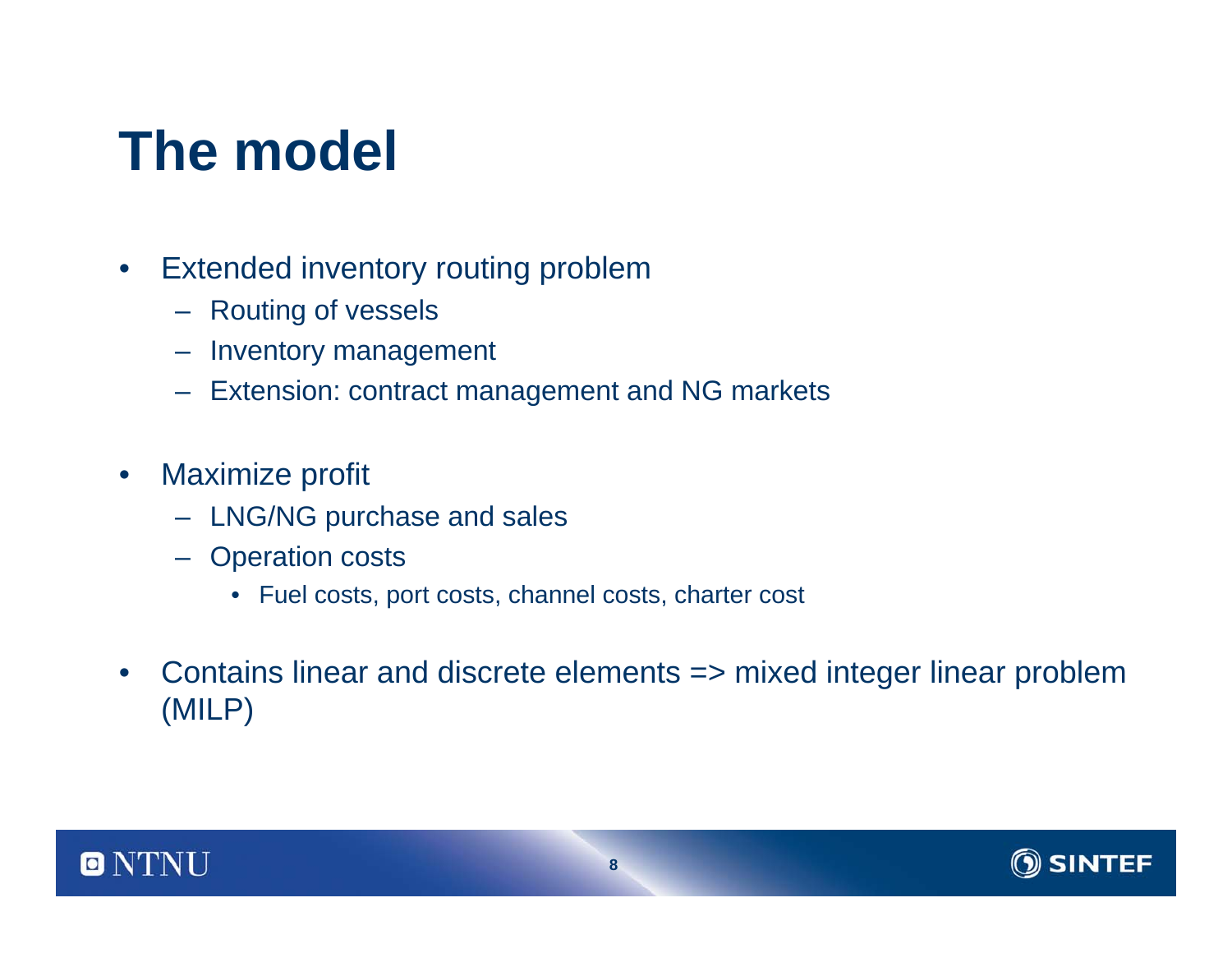# The model

- Extended inventory routing problem
  - Routing of vessels
  - Inventory management
  - Extension: contract management and NG markets

- Maximize profit
  - LNG/NG purchase and sales
  - Operation costs
    - Fuel costs, port costs, channel costs, charter cost

- Contains linear and discrete elements => mixed integer linear problem (MILP)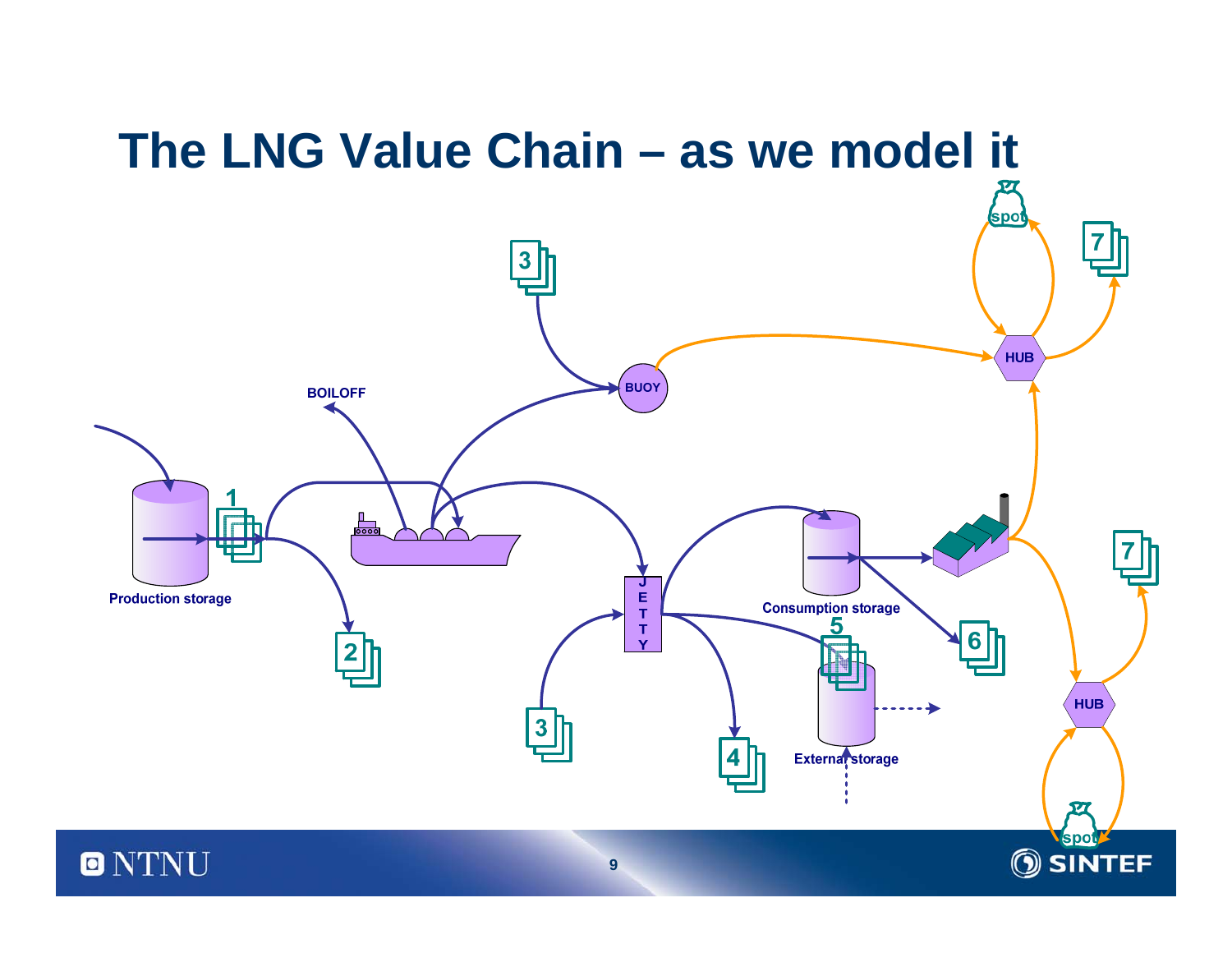# The LNG Value Chain – as we model it

BOILOFF

BUOY

HUB

spot

7

3

1

2

Production storage

JETTY

Consumption storage

5

6

3

4

External storage

HUB

7

spot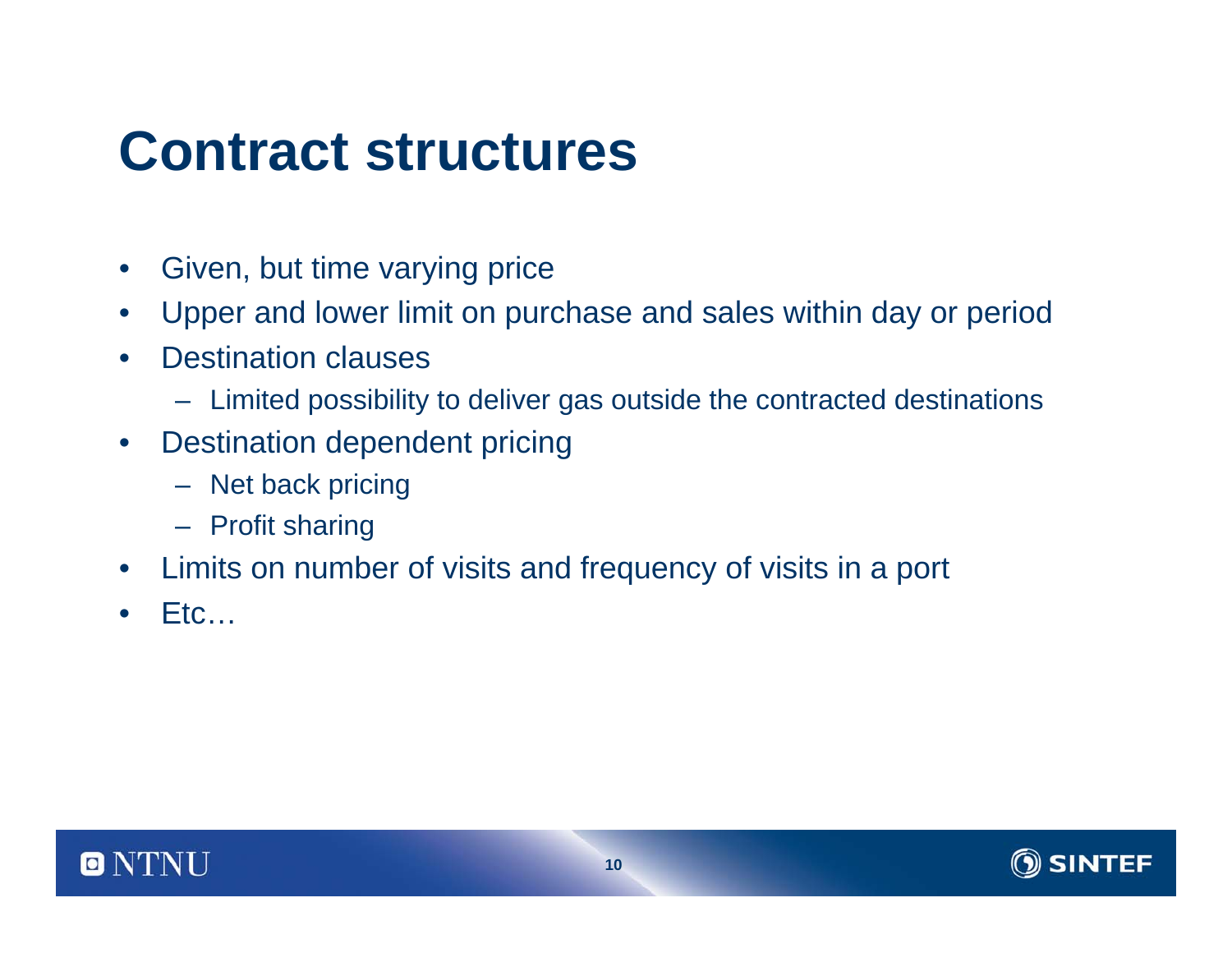# Contract structures

- Given, but time varying price
- Upper and lower limit on purchase and sales within day or period
- Destination clauses
  - Limited possibility to deliver gas outside the contracted destinations
- Destination dependent pricing
  - Net back pricing
  - Profit sharing
- Limits on number of visits and frequency of visits in a port
- Etc…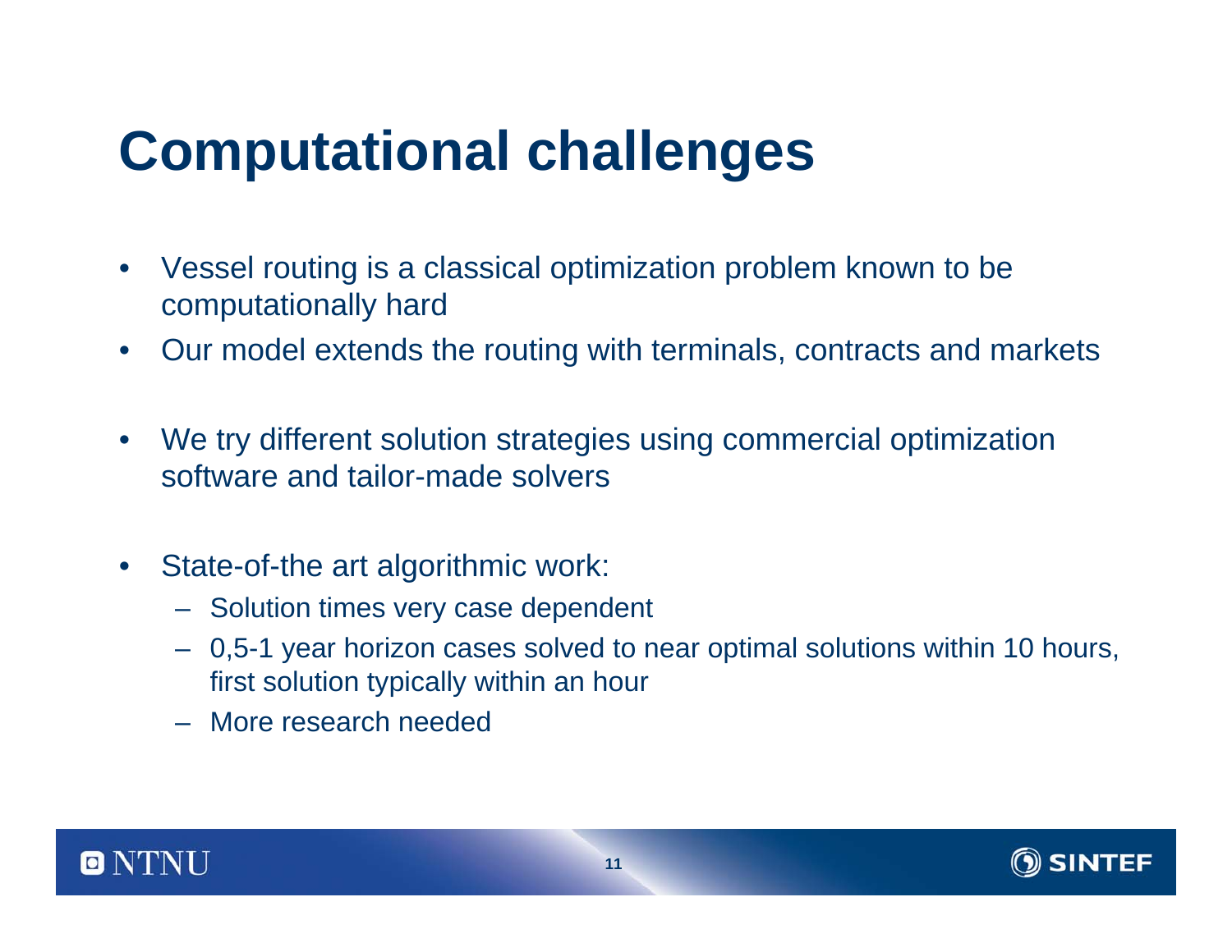# Computational challenges

- Vessel routing is a classical optimization problem known to be computationally hard
- Our model extends the routing with terminals, contracts and markets
- We try different solution strategies using commercial optimization software and tailor-made solvers
- State-of-the art algorithmic work:
  - Solution times very case dependent
  - 0,5-1 year horizon cases solved to near optimal solutions within 10 hours, first solution typically within an hour
  - More research needed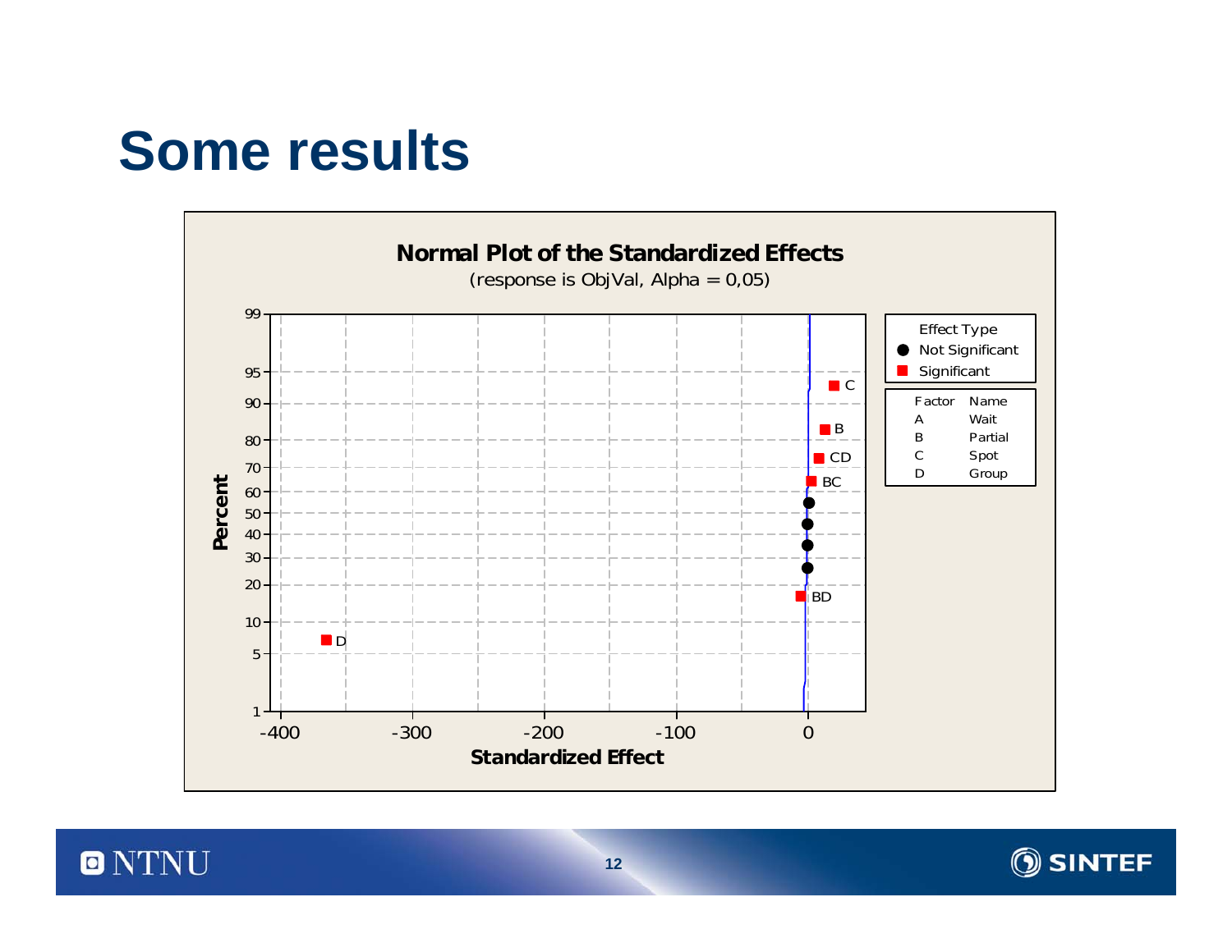# Some results

**Normal Plot of the Standardized Effects**

(response is ObjVal, Alpha = 0,05)

Effect Type
- Not Significant
- Significant

| Factor | Name |
| --- | --- |
| A | Wait |
| B | Partial |
| C | Spot |
| D | Group |

Significant effects labeled: C, B, CD, BC, BD, D

Y-axis: Percent (1, 5, 10, 20, 30, 40, 50, 60, 70, 80, 90, 95, 99)

X-axis: Standardized Effect (-400, -300, -200, -100, 0)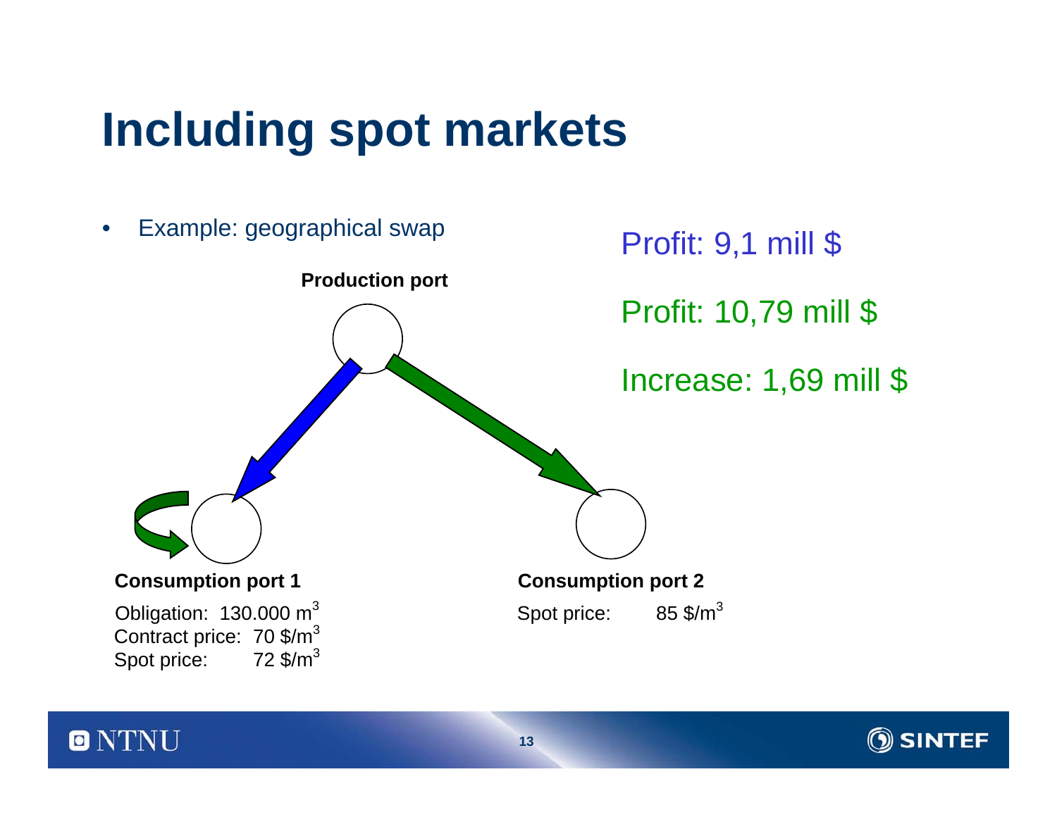# Including spot markets

- Example: geographical swap

Profit: 9,1 mill $

Profit: 10,79 mill $

Increase: 1,69 mill $

**Production port**

**Consumption port 1**

Obligation: 130.000 $m^3$
Contract price: 70 $/m^3$
Spot price: 72 $/m^3$

**Consumption port 2**

Spot price: 85 $/m^3$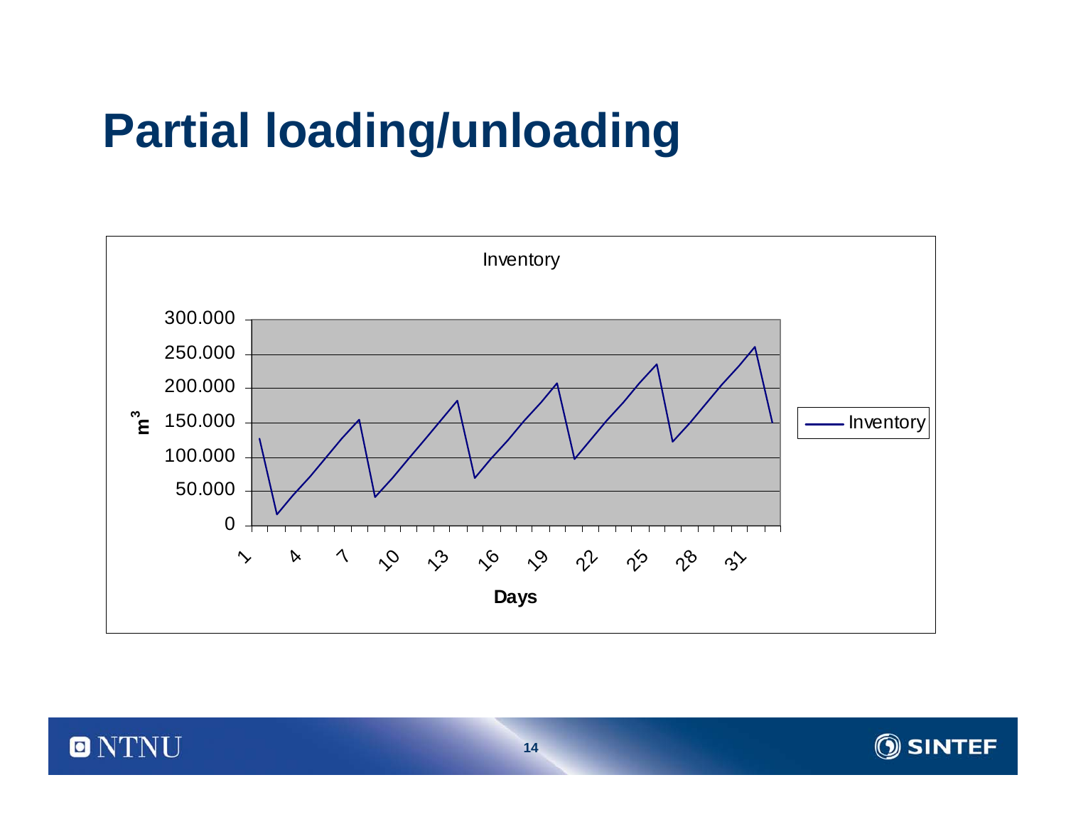# Partial loading/unloading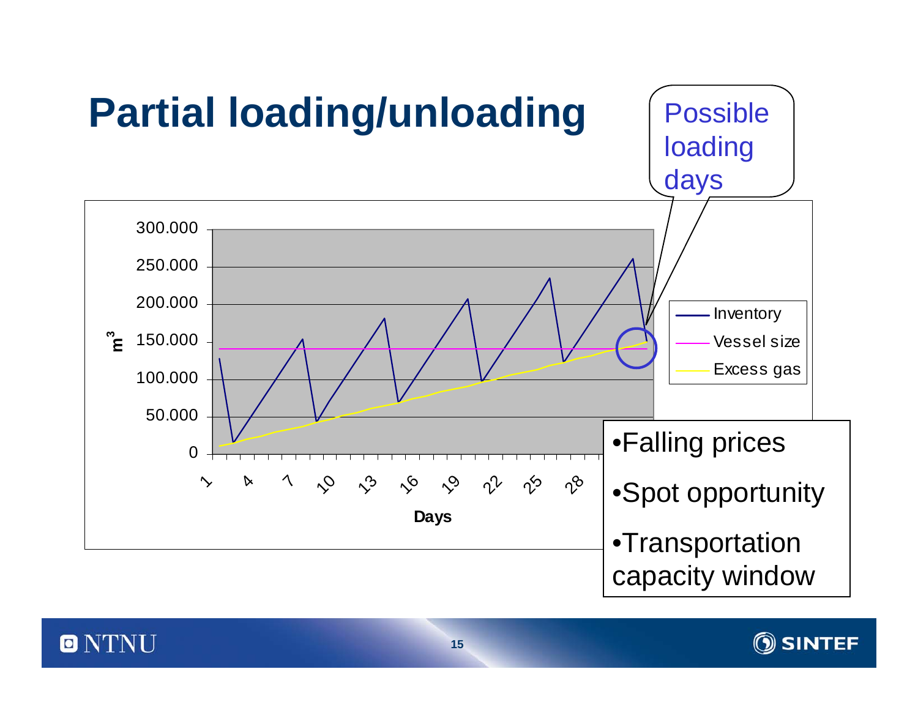# Partial loading/unloading

Possible loading days

300.000
250.000
200.000
150.000
100.000
50.000
0

$m^3$

1 4 7 10 13 16 19 22 25 28

Days

Inventory
Vessel size
Excess gas

- Falling prices
- Spot opportunity
- Transportation capacity window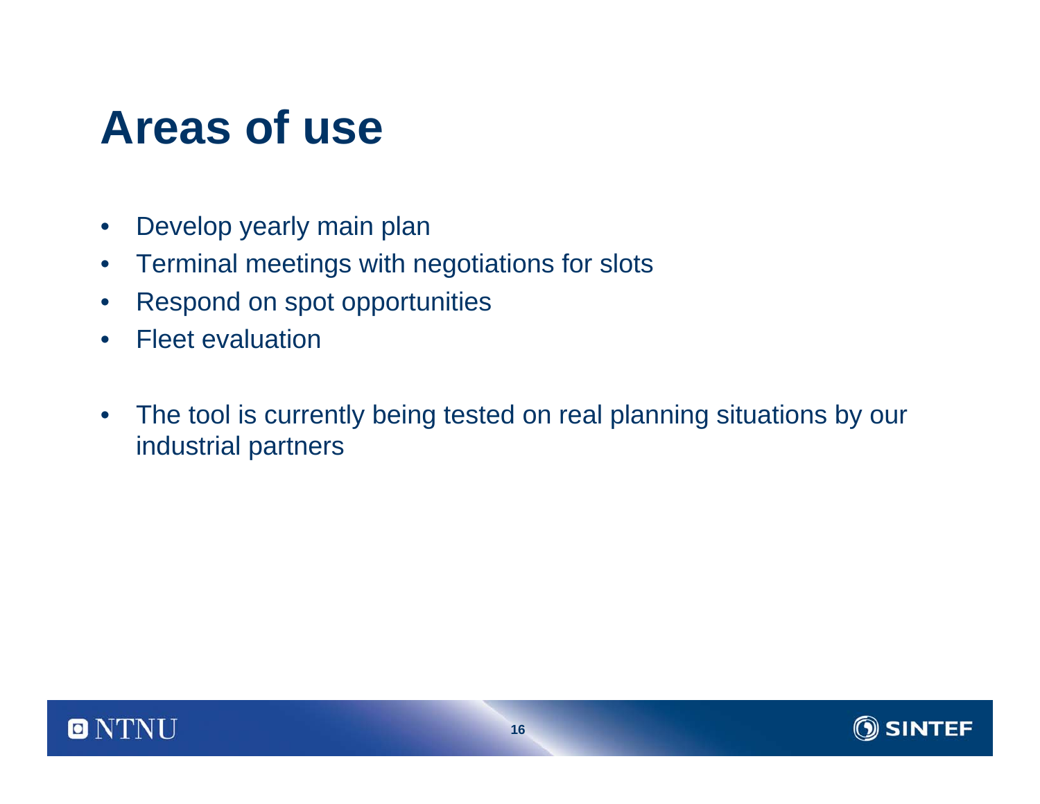# Areas of use

- Develop yearly main plan
- Terminal meetings with negotiations for slots
- Respond on spot opportunities
- Fleet evaluation

- The tool is currently being tested on real planning situations by our industrial partners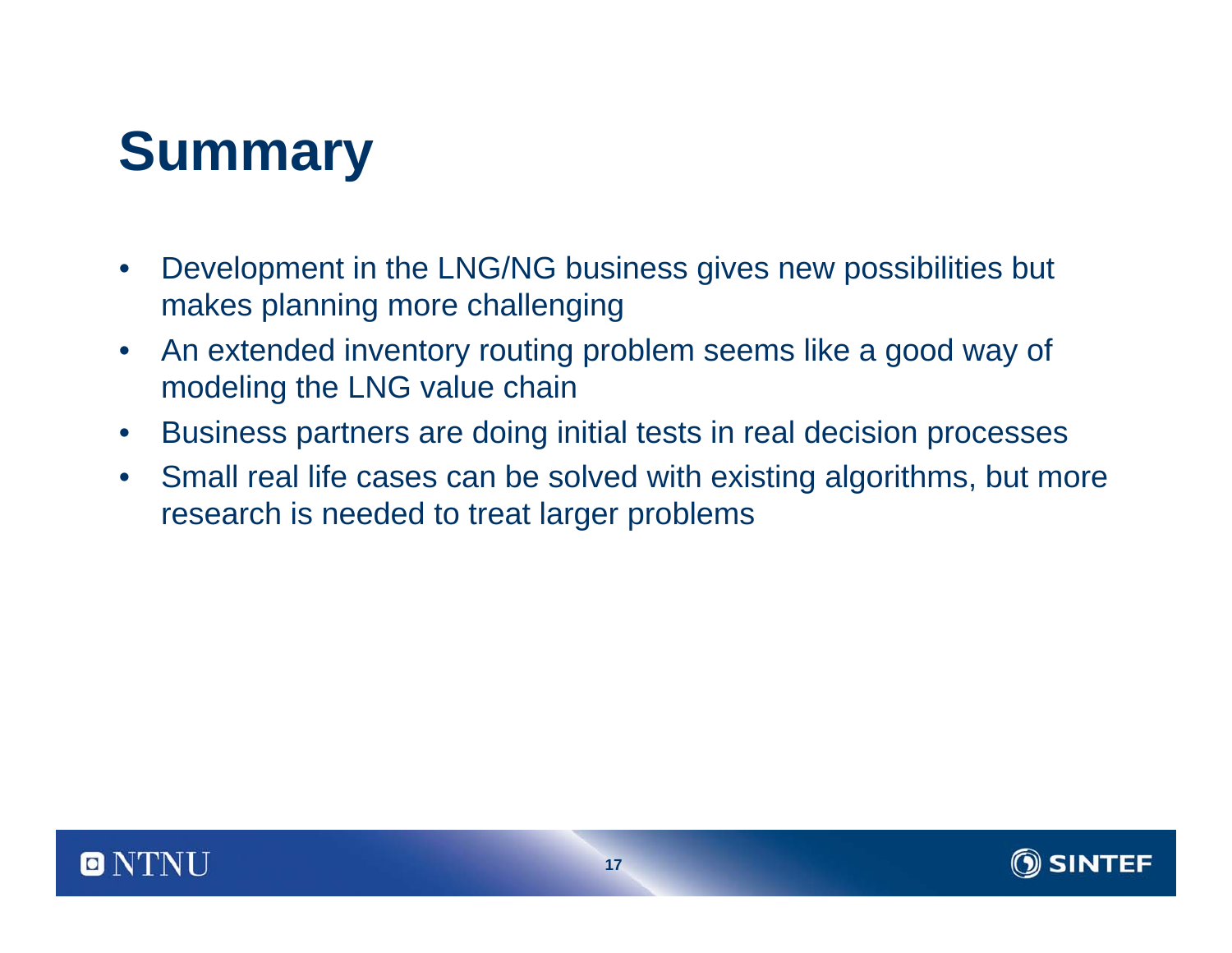# Summary

- Development in the LNG/NG business gives new possibilities but makes planning more challenging
- An extended inventory routing problem seems like a good way of modeling the LNG value chain
- Business partners are doing initial tests in real decision processes
- Small real life cases can be solved with existing algorithms, but more research is needed to treat larger problems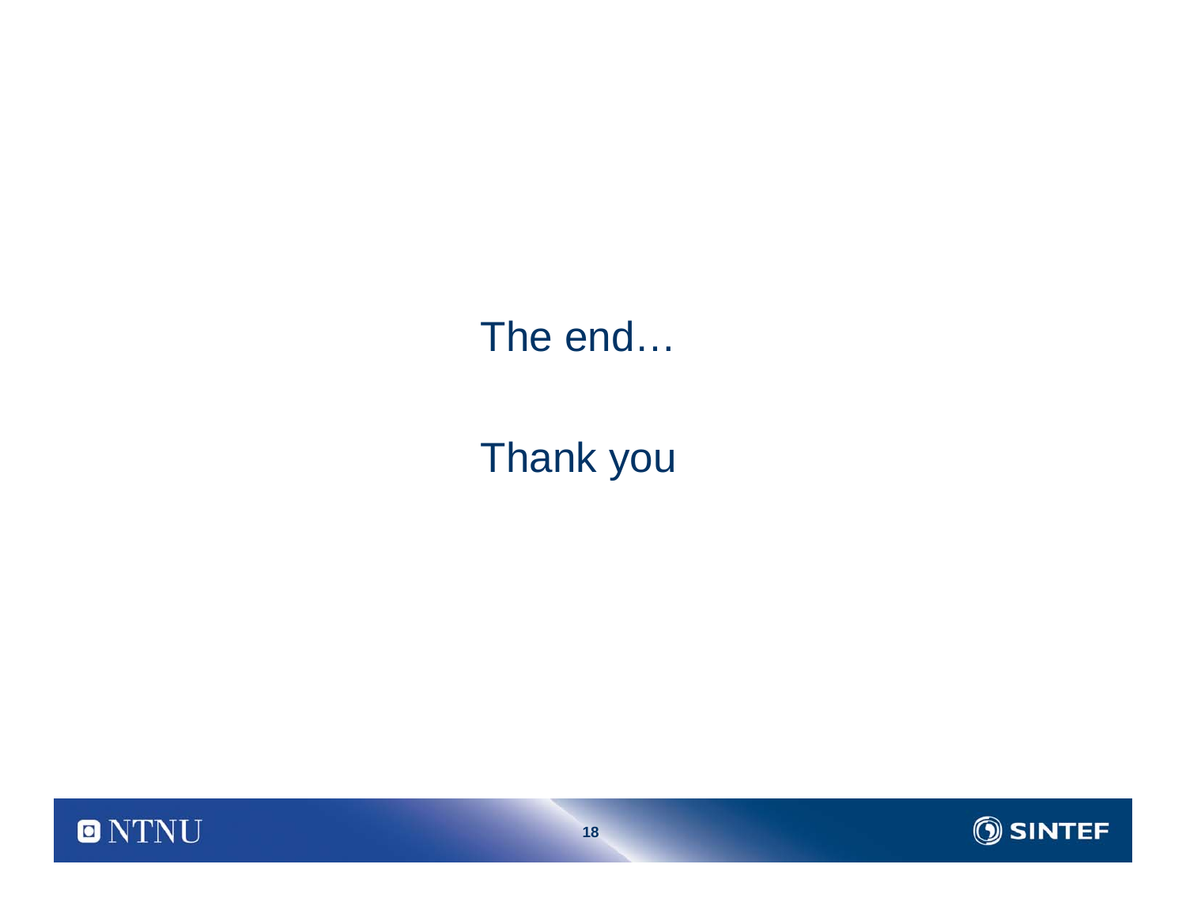The end…

Thank you